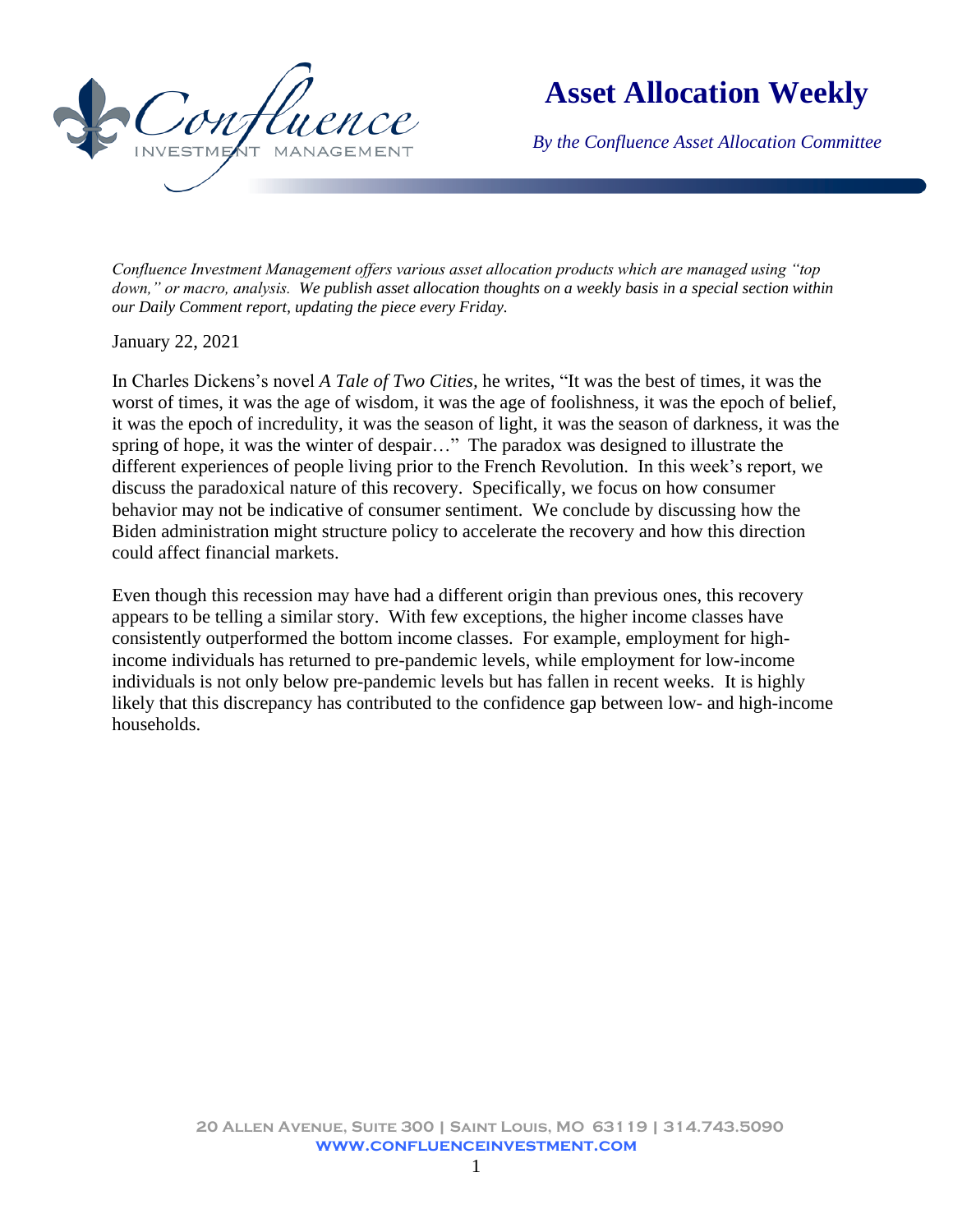# Asset Allocation Weekly

*By the Confluence Asset Allocation Committee*

*Confluence Investment Management offers various asset allocation products which are managed using "top down," or macro, analysis. We publish asset allocation thoughts on a weekly basis in a special section within our Daily Comment report, updating the piece every Friday.*

January 22, 2021

In Charles Dickens's novel *A Tale of Two Cities*, he writes, "It was the best of times, it was the worst of times, it was the age of wisdom, it was the age of foolishness, it was the epoch of belief, it was the epoch of incredulity, it was the season of light, it was the season of darkness, it was the spring of hope, it was the winter of despair…" The paradox was designed to illustrate the different experiences of people living prior to the French Revolution. In this week's report, we discuss the paradoxical nature of this recovery. Specifically, we focus on how consumer behavior may not be indicative of consumer sentiment. We conclude by discussing how the Biden administration might structure policy to accelerate the recovery and how this direction could affect financial markets.

Even though this recession may have had a different origin than previous ones, this recovery appears to be telling a similar story. With few exceptions, the higher income classes have consistently outperformed the bottom income classes. For example, employment for high-income individuals has returned to pre-pandemic levels, while employment for low-income individuals is not only below pre-pandemic levels but has fallen in recent weeks. It is highly likely that this discrepancy has contributed to the confidence gap between low- and high-income households.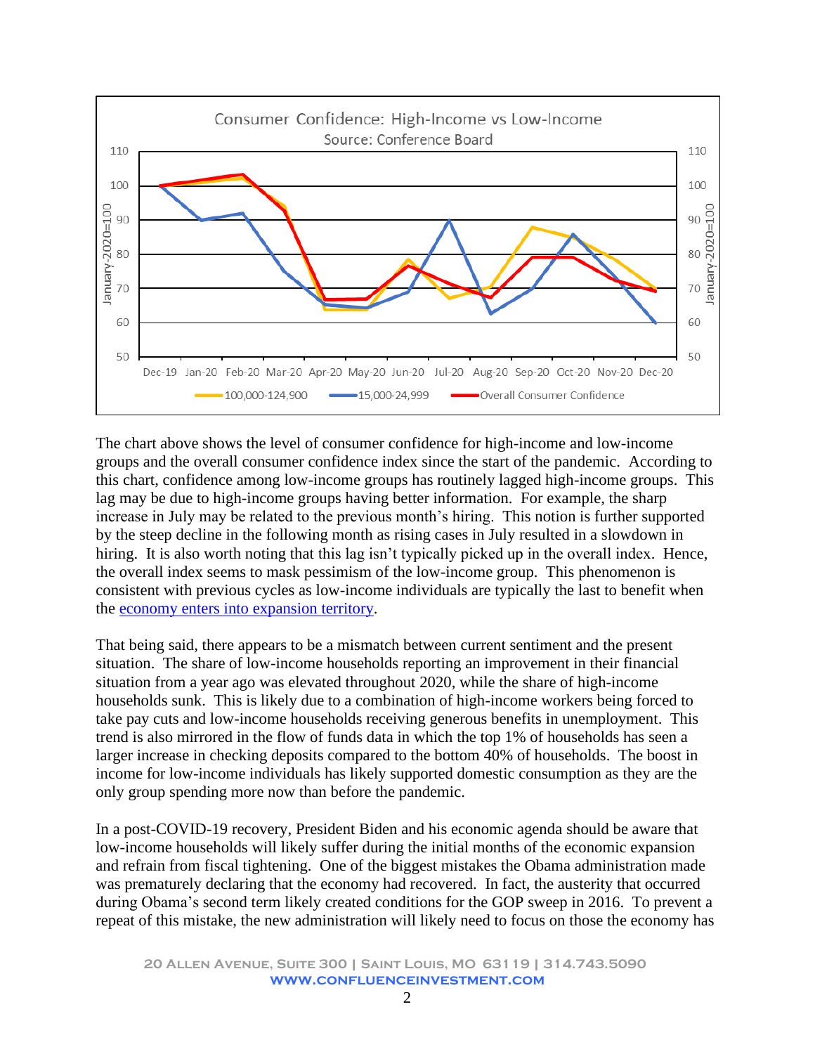The chart above shows the level of consumer confidence for high-income and low-income groups and the overall consumer confidence index since the start of the pandemic. According to this chart, confidence among low-income groups has routinely lagged high-income groups. This lag may be due to high-income groups having better information. For example, the sharp increase in July may be related to the previous month's hiring. This notion is further supported by the steep decline in the following month as rising cases in July resulted in a slowdown in hiring. It is also worth noting that this lag isn't typically picked up in the overall index. Hence, the overall index seems to mask pessimism of the low-income group. This phenomenon is consistent with previous cycles as low-income individuals are typically the last to benefit when the economy enters into expansion territory.

That being said, there appears to be a mismatch between current sentiment and the present situation. The share of low-income households reporting an improvement in their financial situation from a year ago was elevated throughout 2020, while the share of high-income households sunk. This is likely due to a combination of high-income workers being forced to take pay cuts and low-income households receiving generous benefits in unemployment. This trend is also mirrored in the flow of funds data in which the top 1% of households has seen a larger increase in checking deposits compared to the bottom 40% of households. The boost in income for low-income individuals has likely supported domestic consumption as they are the only group spending more now than before the pandemic.

In a post-COVID-19 recovery, President Biden and his economic agenda should be aware that low-income households will likely suffer during the initial months of the economic expansion and refrain from fiscal tightening. One of the biggest mistakes the Obama administration made was prematurely declaring that the economy had recovered. In fact, the austerity that occurred during Obama's second term likely created conditions for the GOP sweep in 2016. To prevent a repeat of this mistake, the new administration will likely need to focus on those the economy has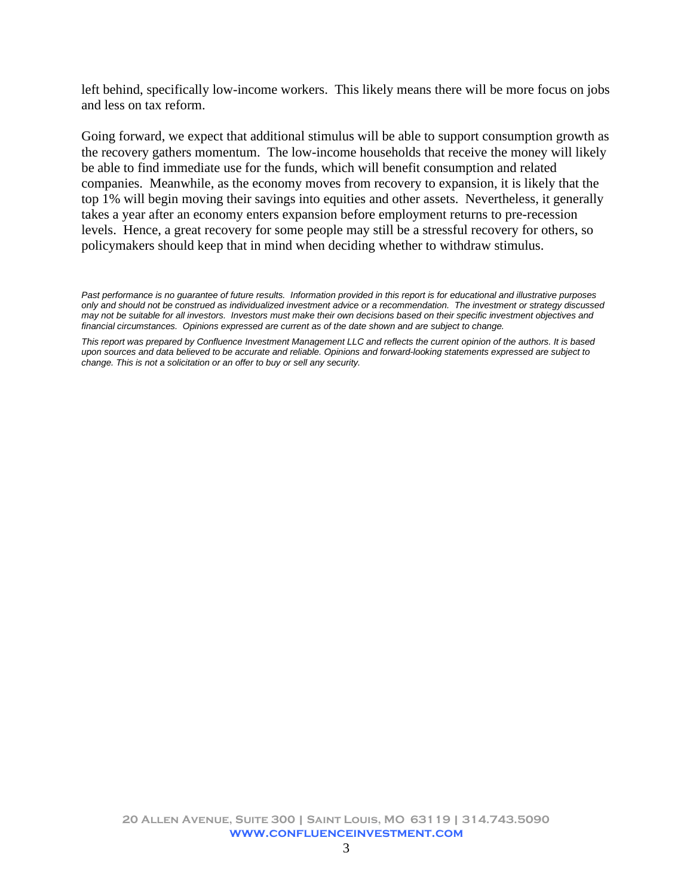left behind, specifically low-income workers. This likely means there will be more focus on jobs and less on tax reform.

Going forward, we expect that additional stimulus will be able to support consumption growth as the recovery gathers momentum. The low-income households that receive the money will likely be able to find immediate use for the funds, which will benefit consumption and related companies. Meanwhile, as the economy moves from recovery to expansion, it is likely that the top 1% will begin moving their savings into equities and other assets. Nevertheless, it generally takes a year after an economy enters expansion before employment returns to pre-recession levels. Hence, a great recovery for some people may still be a stressful recovery for others, so policymakers should keep that in mind when deciding whether to withdraw stimulus.

*Past performance is no guarantee of future results. Information provided in this report is for educational and illustrative purposes only and should not be construed as individualized investment advice or a recommendation. The investment or strategy discussed may not be suitable for all investors. Investors must make their own decisions based on their specific investment objectives and financial circumstances. Opinions expressed are current as of the date shown and are subject to change.*

*This report was prepared by Confluence Investment Management LLC and reflects the current opinion of the authors. It is based upon sources and data believed to be accurate and reliable. Opinions and forward-looking statements expressed are subject to change. This is not a solicitation or an offer to buy or sell any security.*